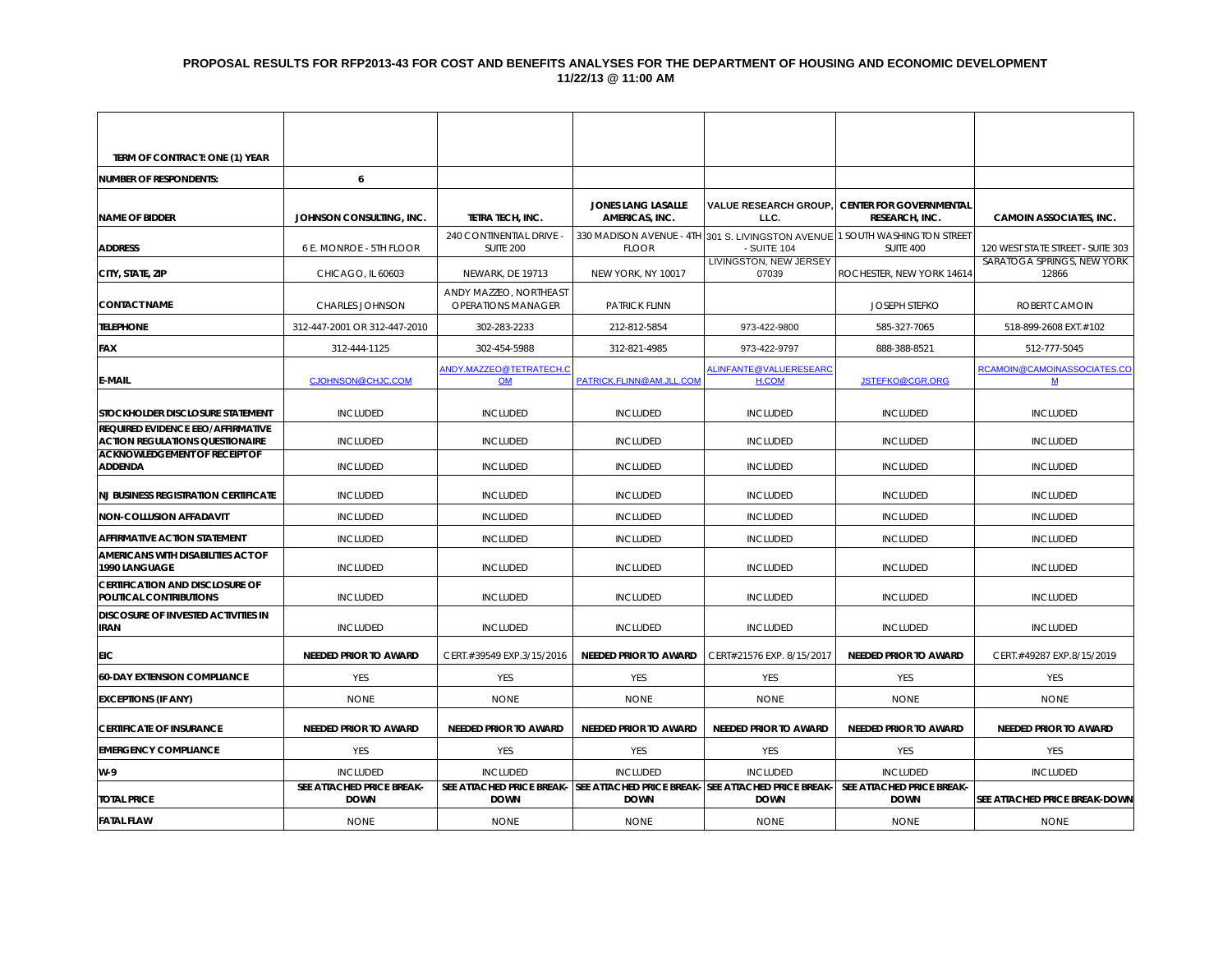# PROPOSAL RESULTS FOR RFP2013-43 FOR COST AND BENEFITS ANALYSES FOR THE DEPARTMENT OF HOUSING AND ECONOMIC DEVELOPMENT

**11/22/13 @ 11:00 AM**

| TERM OF CONTRACT: ONE (1) YEAR | | | | | | |
|---|---|---|---|---|---|---|
| **NUMBER OF RESPONDENTS:** | 6 | | | | | |
| **NAME OF BIDDER** | JOHNSON CONSULTING, INC. | TETRA TECH, INC. | JONES LANG LASALLE AMERICAS, INC. | VALUE RESEARCH GROUP, LLC. | CENTER FOR GOVERNMENTAL RESEARCH, INC. | CAMOIN ASSOCIATES, INC. |
| **ADDRESS** | 6 E. MONROE - 5TH FLOOR | 240 CONTINENTIAL DRIVE - SUITE 200 | 330 MADISON AVENUE - 4TH FLOOR | 301 S. LIVINGSTON AVENUE - SUITE 104 | 1 SOUTH WASHINGTON STREET SUITE 400 | 120 WEST STATE STREET - SUITE 303 |
| **CITY, STATE, ZIP** | CHICAGO, IL 60603 | NEWARK, DE 19713 | NEW YORK, NY 10017 | LIVINGSTON, NEW JERSEY 07039 | ROCHESTER, NEW YORK 14614 | SARATOGA SPRINGS, NEW YORK 12866 |
| **CONTACT NAME** | CHARLES JOHNSON | ANDY MAZZEO, NORTHEAST OPERATIONS MANAGER | PATRICK FLINN | | JOSEPH STEFKO | ROBERT CAMOIN |
| **TELEPHONE** | 312-447-2001 OR 312-447-2010 | 302-283-2233 | 212-812-5854 | 973-422-9800 | 585-327-7065 | 518-899-2608 EXT.#102 |
| **FAX** | 312-444-1125 | 302-454-5988 | 312-821-4985 | 973-422-9797 | 888-388-8521 | 512-777-5045 |
| **E-MAIL** | CJOHNSON@CHJC.COM | ANDY.MAZZEO@TETRATECH.COM | PATRICK.FLINN@AM.JLL.COM | ALINFANTE@VALUERESEARCH.COM | JSTEFKO@CGR.ORG | RCAMOIN@CAMOINASSOCIATES.COM |
| **STOCKHOLDER DISCLOSURE STATEMENT** | INCLUDED | INCLUDED | INCLUDED | INCLUDED | INCLUDED | INCLUDED |
| **REQUIRED EVIDENCE EEO/AFFIRMATIVE ACTION REGULATIONS QUESTIONAIRE** | INCLUDED | INCLUDED | INCLUDED | INCLUDED | INCLUDED | INCLUDED |
| **ACKNOWLEDGEMENT OF RECEIPT OF ADDENDA** | INCLUDED | INCLUDED | INCLUDED | INCLUDED | INCLUDED | INCLUDED |
| **NJ BUSINESS REGISTRATION CERTIFICATE** | INCLUDED | INCLUDED | INCLUDED | INCLUDED | INCLUDED | INCLUDED |
| **NON-COLLUSION AFFADAVIT** | INCLUDED | INCLUDED | INCLUDED | INCLUDED | INCLUDED | INCLUDED |
| **AFFIRMATIVE ACTION STATEMENT** | INCLUDED | INCLUDED | INCLUDED | INCLUDED | INCLUDED | INCLUDED |
| **AMERICANS WITH DISABILITIES ACT OF 1990 LANGUAGE** | INCLUDED | INCLUDED | INCLUDED | INCLUDED | INCLUDED | INCLUDED |
| **CERTIFICATION AND DISCLOSURE OF POLITICAL CONTRIBUTIONS** | INCLUDED | INCLUDED | INCLUDED | INCLUDED | INCLUDED | INCLUDED |
| **DISCOSURE OF INVESTED ACTIVITIES IN IRAN** | INCLUDED | INCLUDED | INCLUDED | INCLUDED | INCLUDED | INCLUDED |
| **EIC** | **NEEDED PRIOR TO AWARD** | CERT.#39549 EXP.3/15/2016 | **NEEDED PRIOR TO AWARD** | CERT#21576 EXP. 8/15/2017 | **NEEDED PRIOR TO AWARD** | CERT.#49287 EXP.8/15/2019 |
| **60-DAY EXTENSION COMPLIANCE** | YES | YES | YES | YES | YES | YES |
| **EXCEPTIONS (IF ANY)** | NONE | NONE | NONE | NONE | NONE | NONE |
| **CERTIFICATE OF INSURANCE** | **NEEDED PRIOR TO AWARD** | **NEEDED PRIOR TO AWARD** | **NEEDED PRIOR TO AWARD** | **NEEDED PRIOR TO AWARD** | **NEEDED PRIOR TO AWARD** | **NEEDED PRIOR TO AWARD** |
| **EMERGENCY COMPLIANCE** | YES | YES | YES | YES | YES | YES |
| **W-9** | INCLUDED | INCLUDED | INCLUDED | INCLUDED | INCLUDED | INCLUDED |
| **TOTAL PRICE** | **SEE ATTACHED PRICE BREAK-DOWN** | **SEE ATTACHED PRICE BREAK-DOWN** | **SEE ATTACHED PRICE BREAK-DOWN** | **SEE ATTACHED PRICE BREAK-DOWN** | **SEE ATTACHED PRICE BREAK-DOWN** | **SEE ATTACHED PRICE BREAK-DOWN** |
| **FATAL FLAW** | NONE | NONE | NONE | NONE | NONE | NONE |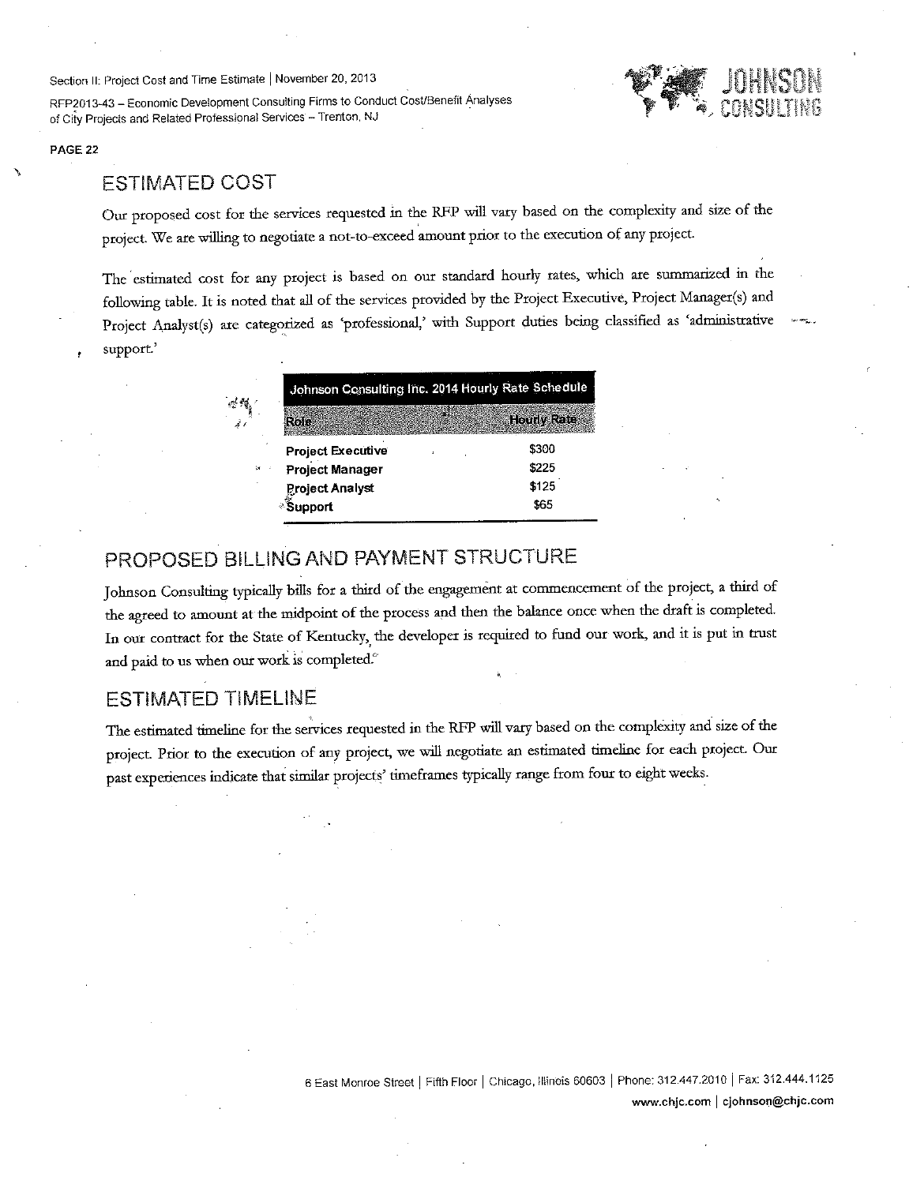## ESTIMATED COST

Our proposed cost for the services requested in the RFP will vary based on the complexity and size of the project. We are willing to negotiate a not-to-exceed amount prior to the execution of any project.

The estimated cost for any project is based on our standard hourly rates, which are summarized in the following table. It is noted that all of the services provided by the Project Executive, Project Manager(s) and Project Analyst(s) are categorized as 'professional,' with Support duties being classified as 'administrative support.'

| Johnson Consulting Inc. 2014 Hourly Rate Schedule | |
|---|---|
| **Role** | **Hourly Rate** |
| **Project Executive** | $300 |
| **Project Manager** | $225 |
| **Project Analyst** | $125 |
| **Support** | $65 |

## PROPOSED BILLING AND PAYMENT STRUCTURE

Johnson Consulting typically bills for a third of the engagement at commencement of the project, a third of the agreed to amount at the midpoint of the process and then the balance once when the draft is completed. In our contract for the State of Kentucky, the developer is required to fund our work, and it is put in trust and paid to us when our work is completed.

## ESTIMATED TIMELINE

The estimated timeline for the services requested in the RFP will vary based on the complexity and size of the project. Prior to the execution of any project, we will negotiate an estimated timeline for each project. Our past experiences indicate that similar projects' timeframes typically range from four to eight weeks.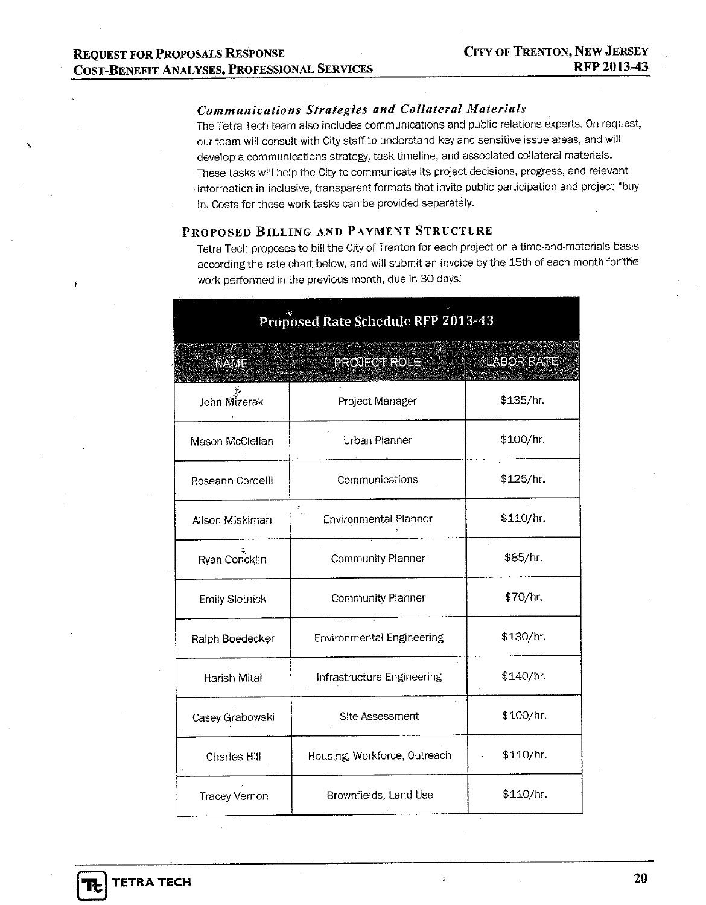### *Communications Strategies and Collateral Materials*

The Tetra Tech team also includes communications and public relations experts. On request, our team will consult with City staff to understand key and sensitive issue areas, and will develop a communications strategy, task timeline, and associated collateral materials. These tasks will help the City to communicate its project decisions, progress, and relevant information in inclusive, transparent formats that invite public participation and project "buy in. Costs for these work tasks can be provided separately.

## Proposed Billing and Payment Structure

Tetra Tech proposes to bill the City of Trenton for each project on a time-and-materials basis according the rate chart below, and will submit an invoice by the 15th of each month for the work performed in the previous month, due in 30 days.

**Proposed Rate Schedule RFP 2013-43**

| NAME | PROJECT ROLE | LABOR RATE |
|---|---|---|
| John Mizerak | Project Manager | $135/hr. |
| Mason McClellan | Urban Planner | $100/hr. |
| Roseann Cordelli | Communications | $125/hr. |
| Alison Miskiman | Environmental Planner | $110/hr. |
| Ryan Concklin | Community Planner | $85/hr. |
| Emily Slotnick | Community Planner | $70/hr. |
| Ralph Boedecker | Environmental Engineering | $130/hr. |
| Harish Mital | Infrastructure Engineering | $140/hr. |
| Casey Grabowski | Site Assessment | $100/hr. |
| Charles Hill | Housing, Workforce, Outreach | $110/hr. |
| Tracey Vernon | Brownfields, Land Use | $110/hr. |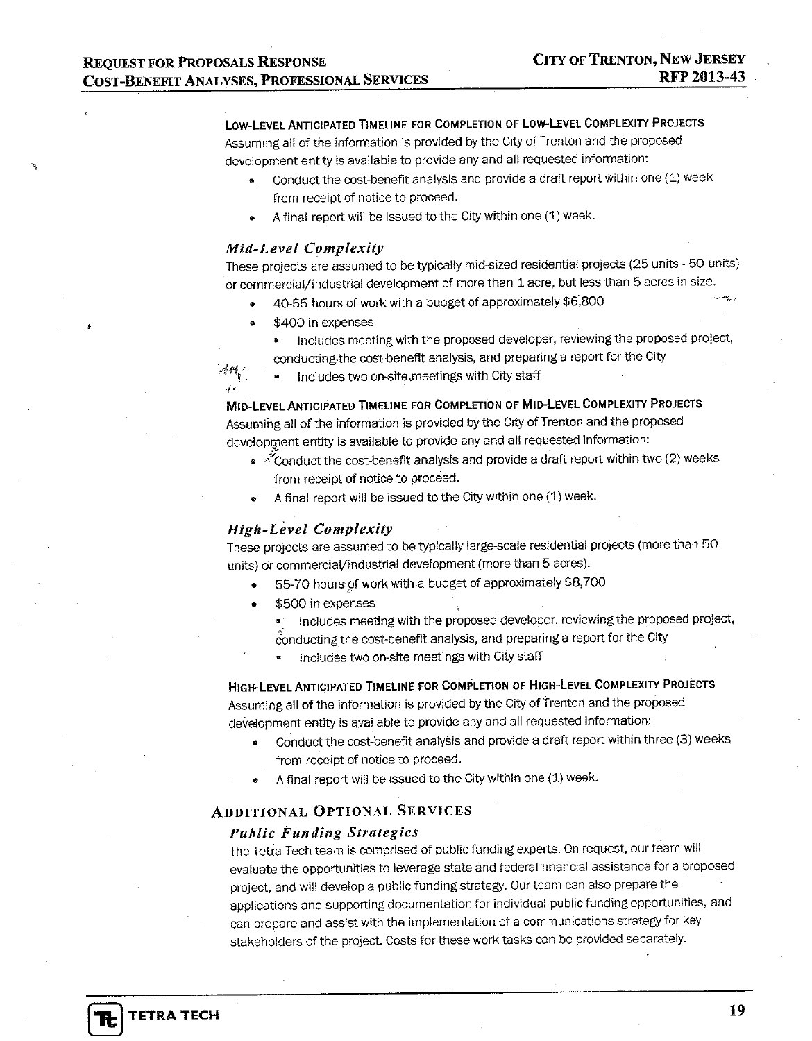#### Low-Level Anticipated Timeline for Completion of Low-Level Complexity Projects

Assuming all of the information is provided by the City of Trenton and the proposed development entity is available to provide any and all requested information:

- Conduct the cost-benefit analysis and provide a draft report within one (1) week from receipt of notice to proceed.
- A final report will be issued to the City within one (1) week.

### *Mid-Level Complexity*

These projects are assumed to be typically mid-sized residential projects (25 units - 50 units) or commercial/industrial development of more than 1 acre, but less than 5 acres in size.

- 40-55 hours of work with a budget of approximately $6,800
- $400 in expenses
  - Includes meeting with the proposed developer, reviewing the proposed project, conducting the cost-benefit analysis, and preparing a report for the City
  - Includes two on-site meetings with City staff

#### Mid-Level Anticipated Timeline for Completion of Mid-Level Complexity Projects

Assuming all of the information is provided by the City of Trenton and the proposed development entity is available to provide any and all requested information:

- Conduct the cost-benefit analysis and provide a draft report within two (2) weeks from receipt of notice to proceed.
- A final report will be issued to the City within one (1) week.

### *High-Level Complexity*

These projects are assumed to be typically large-scale residential projects (more than 50 units) or commercial/industrial development (more than 5 acres).

- 55-70 hours of work with a budget of approximately $8,700
- $500 in expenses
  - Includes meeting with the proposed developer, reviewing the proposed project, conducting the cost-benefit analysis, and preparing a report for the City
  - Includes two on-site meetings with City staff

#### High-Level Anticipated Timeline for Completion of High-Level Complexity Projects

Assuming all of the information is provided by the City of Trenton and the proposed development entity is available to provide any and all requested information:

- Conduct the cost-benefit analysis and provide a draft report within three (3) weeks from receipt of notice to proceed.
- A final report will be issued to the City within one (1) week.

## Additional Optional Services

### *Public Funding Strategies*

The Tetra Tech team is comprised of public funding experts. On request, our team will evaluate the opportunities to leverage state and federal financial assistance for a proposed project, and will develop a public funding strategy. Our team can also prepare the applications and supporting documentation for individual public funding opportunities, and can prepare and assist with the implementation of a communications strategy for key stakeholders of the project. Costs for these work tasks can be provided separately.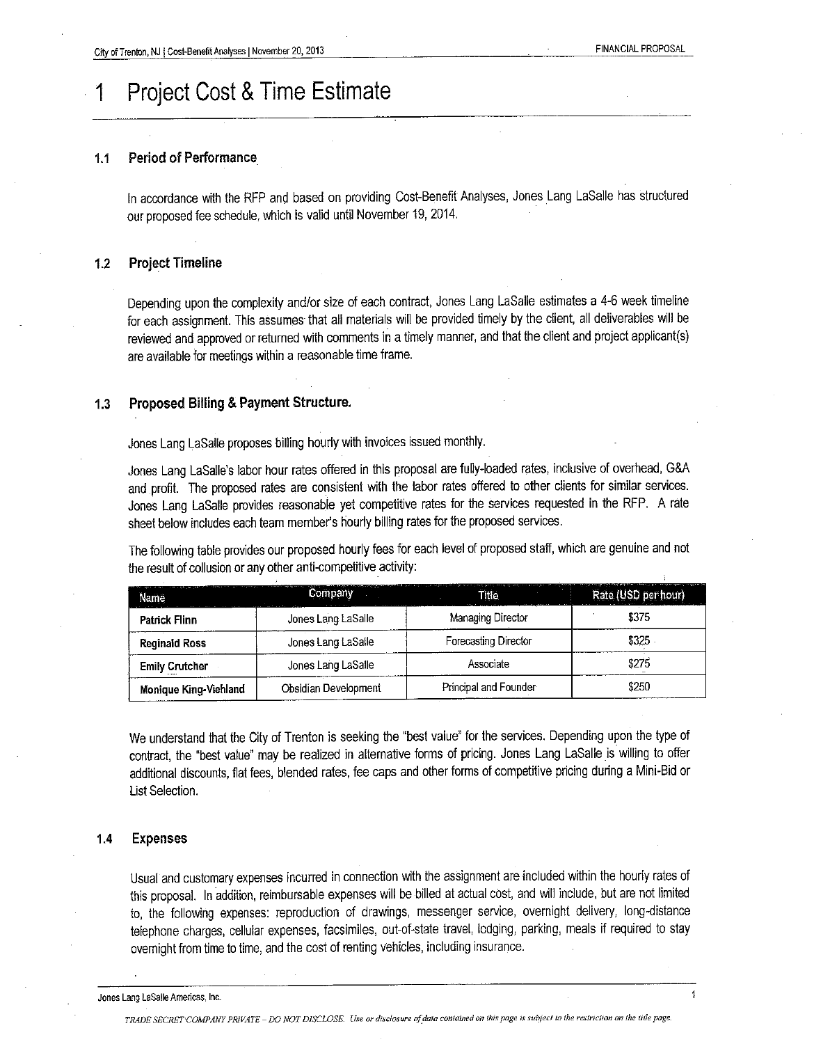# 1 Project Cost & Time Estimate

## 1.1 Period of Performance

In accordance with the RFP and based on providing Cost-Benefit Analyses, Jones Lang LaSalle has structured our proposed fee schedule, which is valid until November 19, 2014.

## 1.2 Project Timeline

Depending upon the complexity and/or size of each contract, Jones Lang LaSalle estimates a 4-6 week timeline for each assignment. This assumes that all materials will be provided timely by the client, all deliverables will be reviewed and approved or returned with comments in a timely manner, and that the client and project applicant(s) are available for meetings within a reasonable time frame.

## 1.3 Proposed Billing & Payment Structure.

Jones Lang LaSalle proposes billing hourly with invoices issued monthly.

Jones Lang LaSalle's labor hour rates offered in this proposal are fully-loaded rates, inclusive of overhead, G&A and profit. The proposed rates are consistent with the labor rates offered to other clients for similar services. Jones Lang LaSalle provides reasonable yet competitive rates for the services requested in the RFP. A rate sheet below includes each team member's hourly billing rates for the proposed services.

The following table provides our proposed hourly fees for each level of proposed staff, which are genuine and not the result of collusion or any other anti-competitive activity:

| Name | Company | Title | Rate (USD per hour) |
|---|---|---|---|
| **Patrick Flinn** | Jones Lang LaSalle | Managing Director | $375 |
| **Reginald Ross** | Jones Lang LaSalle | Forecasting Director | $325 |
| **Emily Crutcher** | Jones Lang LaSalle | Associate | $275 |
| **Monique King-Viehland** | Obsidian Development | Principal and Founder | $250 |

We understand that the City of Trenton is seeking the "best value" for the services. Depending upon the type of contract, the "best value" may be realized in alternative forms of pricing. Jones Lang LaSalle is willing to offer additional discounts, flat fees, blended rates, fee caps and other forms of competitive pricing during a Mini-Bid or List Selection.

## 1.4 Expenses

Usual and customary expenses incurred in connection with the assignment are included within the hourly rates of this proposal. In addition, reimbursable expenses will be billed at actual cost, and will include, but are not limited to, the following expenses: reproduction of drawings, messenger service, overnight delivery, long-distance telephone charges, cellular expenses, facsimiles, out-of-state travel, lodging, parking, meals if required to stay overnight from time to time, and the cost of renting vehicles, including insurance.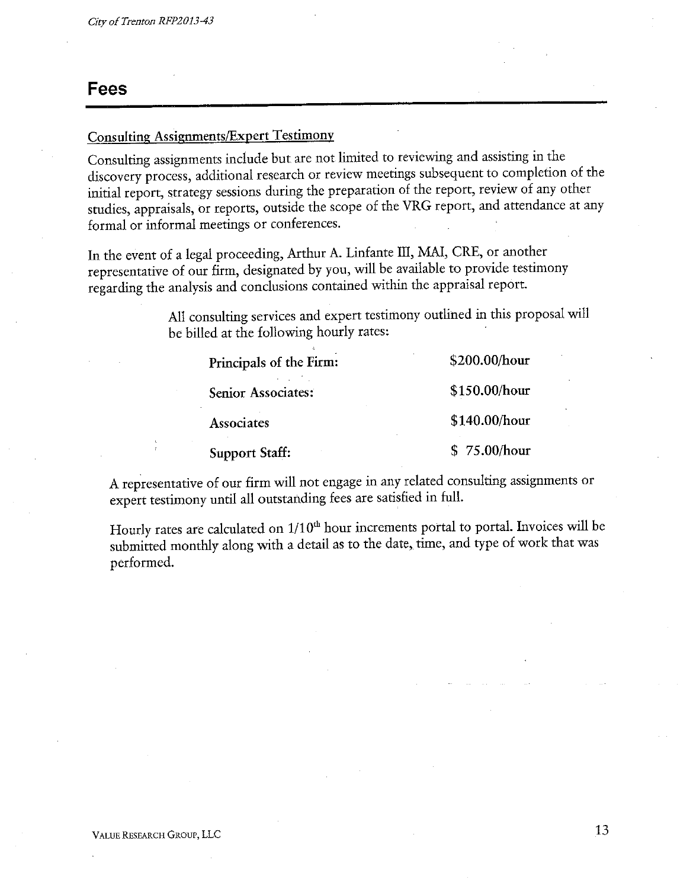## Fees

Consulting Assignments/Expert Testimony

Consulting assignments include but are not limited to reviewing and assisting in the discovery process, additional research or review meetings subsequent to completion of the initial report, strategy sessions during the preparation of the report, review of any other studies, appraisals, or reports, outside the scope of the VRG report, and attendance at any formal or informal meetings or conferences.

In the event of a legal proceeding, Arthur A. Linfante III, MAI, CRE, or another representative of our firm, designated by you, will be available to provide testimony regarding the analysis and conclusions contained within the appraisal report.

All consulting services and expert testimony outlined in this proposal will be billed at the following hourly rates:

| | |
|---|---|
| **Principals of the Firm:** | $200.00/hour |
| **Senior Associates:** | $150.00/hour |
| **Associates** | $140.00/hour |
| **Support Staff:** | $ 75.00/hour |

A representative of our firm will not engage in any related consulting assignments or expert testimony until all outstanding fees are satisfied in full.

Hourly rates are calculated on 1/10th hour increments portal to portal. Invoices will be submitted monthly along with a detail as to the date, time, and type of work that was performed.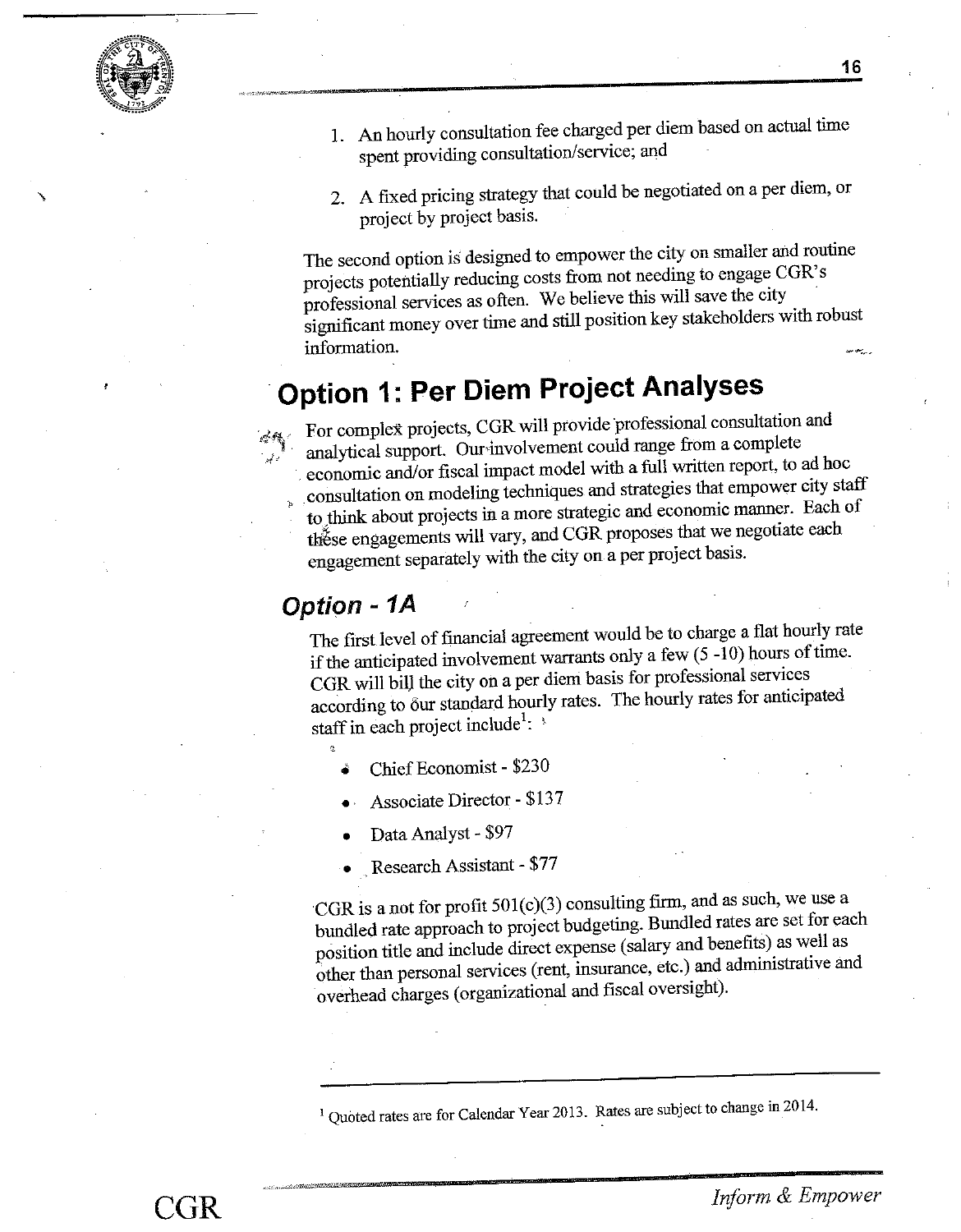1. An hourly consultation fee charged per diem based on actual time spent providing consultation/service; and

2. A fixed pricing strategy that could be negotiated on a per diem, or project by project basis.

The second option is designed to empower the city on smaller and routine projects potentially reducing costs from not needing to engage CGR's professional services as often. We believe this will save the city significant money over time and still position key stakeholders with robust information.

# Option 1: Per Diem Project Analyses

For complex projects, CGR will provide professional consultation and analytical support. Our involvement could range from a complete economic and/or fiscal impact model with a full written report, to ad hoc consultation on modeling techniques and strategies that empower city staff to think about projects in a more strategic and economic manner. Each of these engagements will vary, and CGR proposes that we negotiate each engagement separately with the city on a per project basis.

## Option - 1A

The first level of financial agreement would be to charge a flat hourly rate if the anticipated involvement warrants only a few (5 -10) hours of time. CGR will bill the city on a per diem basis for professional services according to our standard hourly rates. The hourly rates for anticipated staff in each project include[1]:

- Chief Economist - $230
- Associate Director - $137
- Data Analyst - $97
- Research Assistant - $77

CGR is a not for profit 501(c)(3) consulting firm, and as such, we use a bundled rate approach to project budgeting. Bundled rates are set for each position title and include direct expense (salary and benefits) as well as other than personal services (rent, insurance, etc.) and administrative and overhead charges (organizational and fiscal oversight).

---

[1] Quoted rates are for Calendar Year 2013. Rates are subject to change in 2014.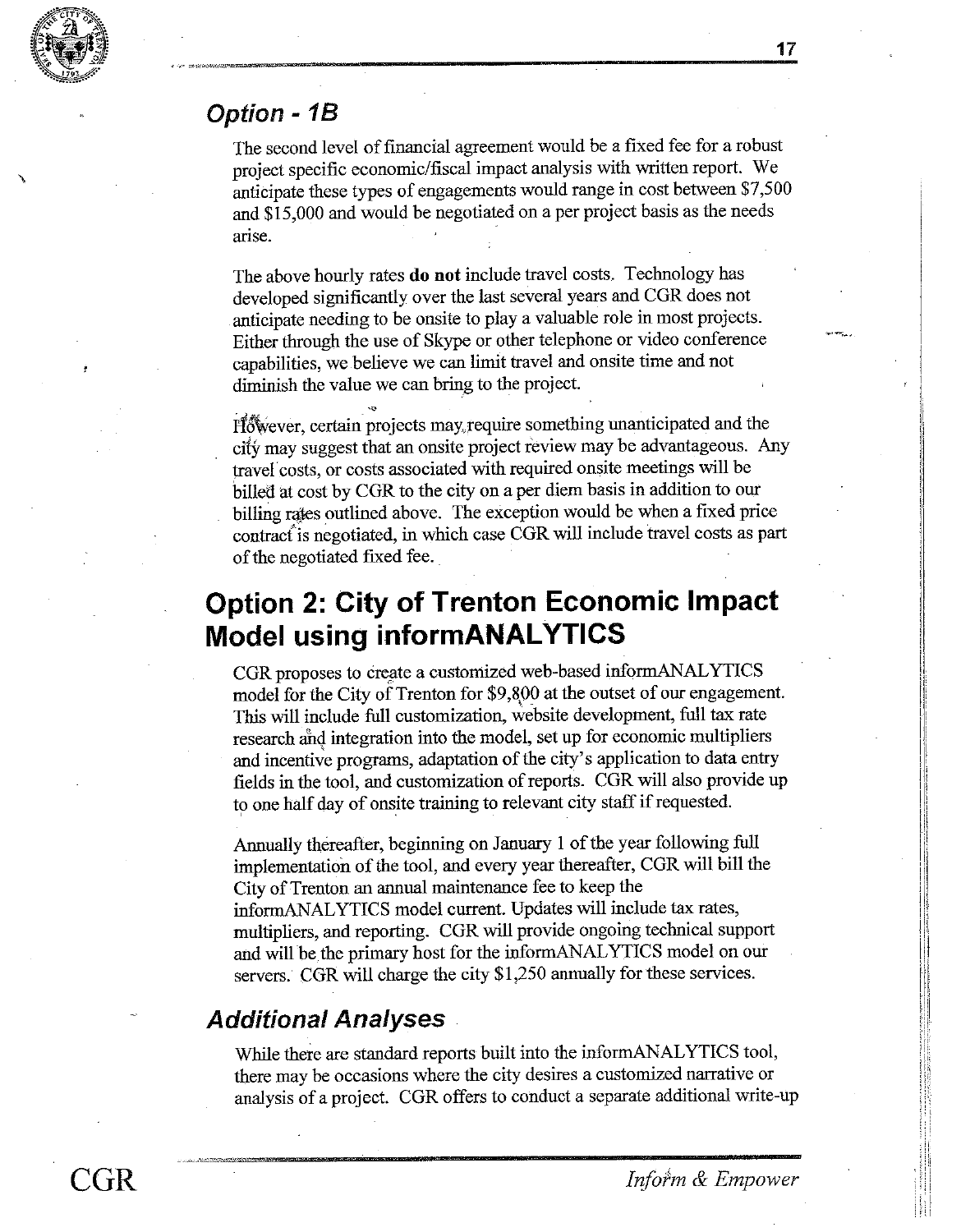### *Option - 1B*

The second level of financial agreement would be a fixed fee for a robust project specific economic/fiscal impact analysis with written report. We anticipate these types of engagements would range in cost between $7,500 and $15,000 and would be negotiated on a per project basis as the needs arise.

The above hourly rates **do not** include travel costs. Technology has developed significantly over the last several years and CGR does not anticipate needing to be onsite to play a valuable role in most projects. Either through the use of Skype or other telephone or video conference capabilities, we believe we can limit travel and onsite time and not diminish the value we can bring to the project.

However, certain projects may require something unanticipated and the city may suggest that an onsite project review may be advantageous. Any travel costs, or costs associated with required onsite meetings will be billed at cost by CGR to the city on a per diem basis in addition to our billing rates outlined above. The exception would be when a fixed price contract is negotiated, in which case CGR will include travel costs as part of the negotiated fixed fee.

## Option 2: City of Trenton Economic Impact Model using informANALYTICS

CGR proposes to create a customized web-based informANALYTICS model for the City of Trenton for $9,800 at the outset of our engagement. This will include full customization, website development, full tax rate research and integration into the model, set up for economic multipliers and incentive programs, adaptation of the city's application to data entry fields in the tool, and customization of reports. CGR will also provide up to one half day of onsite training to relevant city staff if requested.

Annually thereafter, beginning on January 1 of the year following full implementation of the tool, and every year thereafter, CGR will bill the City of Trenton an annual maintenance fee to keep the informANALYTICS model current. Updates will include tax rates, multipliers, and reporting. CGR will provide ongoing technical support and will be the primary host for the informANALYTICS model on our servers. CGR will charge the city $1,250 annually for these services.

### *Additional Analyses*

While there are standard reports built into the informANALYTICS tool, there may be occasions where the city desires a customized narrative or analysis of a project. CGR offers to conduct a separate additional write-up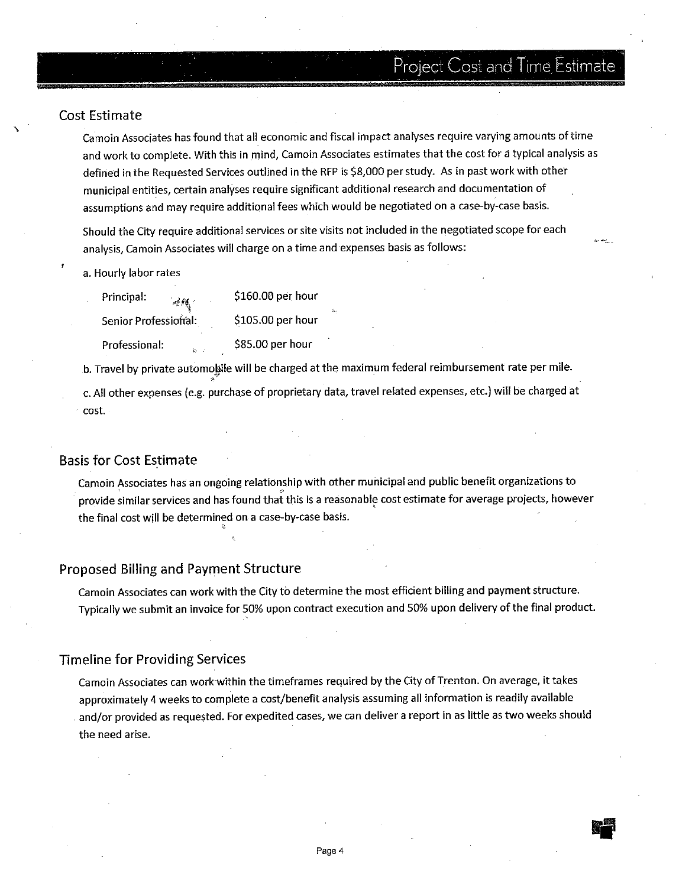# Project Cost and Time Estimate

## Cost Estimate

Camoin Associates has found that all economic and fiscal impact analyses require varying amounts of time and work to complete. With this in mind, Camoin Associates estimates that the cost for a typical analysis as defined in the Requested Services outlined in the RFP is $8,000 per study. As in past work with other municipal entities, certain analyses require significant additional research and documentation of assumptions and may require additional fees which would be negotiated on a case-by-case basis.

Should the City require additional services or site visits not included in the negotiated scope for each analysis, Camoin Associates will charge on a time and expenses basis as follows:

a. Hourly labor rates

| | |
|---|---|
| Principal: | $160.00 per hour |
| Senior Professional: | $105.00 per hour |
| Professional: | $85.00 per hour |

b. Travel by private automobile will be charged at the maximum federal reimbursement rate per mile.

c. All other expenses (e.g. purchase of proprietary data, travel related expenses, etc.) will be charged at cost.

## Basis for Cost Estimate

Camoin Associates has an ongoing relationship with other municipal and public benefit organizations to provide similar services and has found that this is a reasonable cost estimate for average projects, however the final cost will be determined on a case-by-case basis.

## Proposed Billing and Payment Structure

Camoin Associates can work with the City to determine the most efficient billing and payment structure. Typically we submit an invoice for 50% upon contract execution and 50% upon delivery of the final product.

## Timeline for Providing Services

Camoin Associates can work within the timeframes required by the City of Trenton. On average, it takes approximately 4 weeks to complete a cost/benefit analysis assuming all information is readily available and/or provided as requested. For expedited cases, we can deliver a report in as little as two weeks should the need arise.